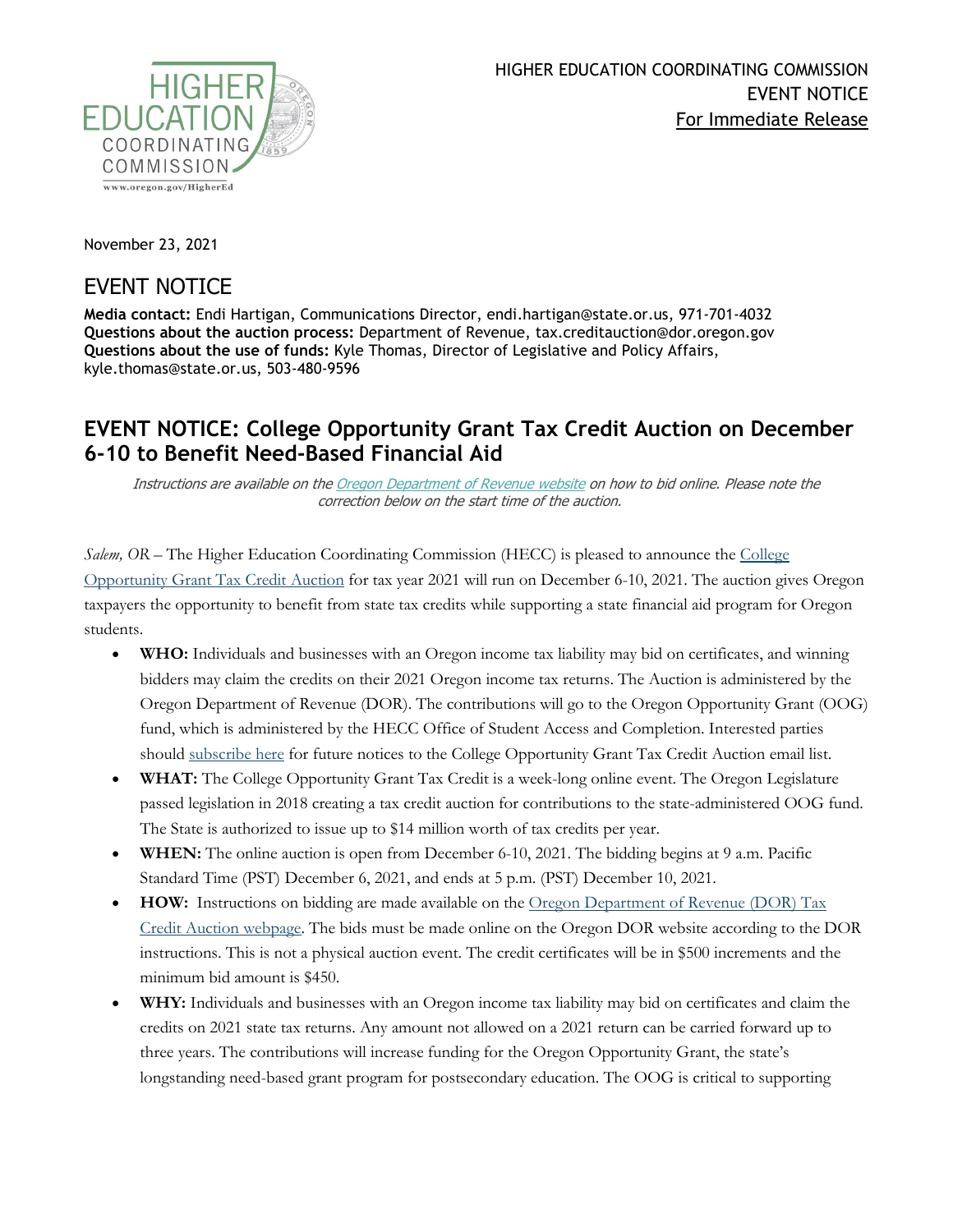HIGHER EDUCATION COORDINATING COMMISSION
EVENT NOTICE
For Immediate Release

November 23, 2021

## EVENT NOTICE

**Media contact:** Endi Hartigan, Communications Director, endi.hartigan@state.or.us, 971-701-4032
**Questions about the auction process:** Department of Revenue, tax.creditauction@dor.oregon.gov
**Questions about the use of funds:** Kyle Thomas, Director of Legislative and Policy Affairs, kyle.thomas@state.or.us, 503-480-9596

# EVENT NOTICE: College Opportunity Grant Tax Credit Auction on December 6-10 to Benefit Need-Based Financial Aid

*Instructions are available on the Oregon Department of Revenue website on how to bid online. Please note the correction below on the start time of the auction.*

*Salem, OR* – The Higher Education Coordinating Commission (HECC) is pleased to announce the College Opportunity Grant Tax Credit Auction for tax year 2021 will run on December 6-10, 2021. The auction gives Oregon taxpayers the opportunity to benefit from state tax credits while supporting a state financial aid program for Oregon students.

- **WHO:** Individuals and businesses with an Oregon income tax liability may bid on certificates, and winning bidders may claim the credits on their 2021 Oregon income tax returns. The Auction is administered by the Oregon Department of Revenue (DOR). The contributions will go to the Oregon Opportunity Grant (OOG) fund, which is administered by the HECC Office of Student Access and Completion. Interested parties should subscribe here for future notices to the College Opportunity Grant Tax Credit Auction email list.
- **WHAT:** The College Opportunity Grant Tax Credit is a week-long online event. The Oregon Legislature passed legislation in 2018 creating a tax credit auction for contributions to the state-administered OOG fund. The State is authorized to issue up to $14 million worth of tax credits per year.
- **WHEN:** The online auction is open from December 6-10, 2021. The bidding begins at 9 a.m. Pacific Standard Time (PST) December 6, 2021, and ends at 5 p.m. (PST) December 10, 2021.
- **HOW:** Instructions on bidding are made available on the Oregon Department of Revenue (DOR) Tax Credit Auction webpage. The bids must be made online on the Oregon DOR website according to the DOR instructions. This is not a physical auction event. The credit certificates will be in $500 increments and the minimum bid amount is $450.
- **WHY:** Individuals and businesses with an Oregon income tax liability may bid on certificates and claim the credits on 2021 state tax returns. Any amount not allowed on a 2021 return can be carried forward up to three years. The contributions will increase funding for the Oregon Opportunity Grant, the state's longstanding need-based grant program for postsecondary education. The OOG is critical to supporting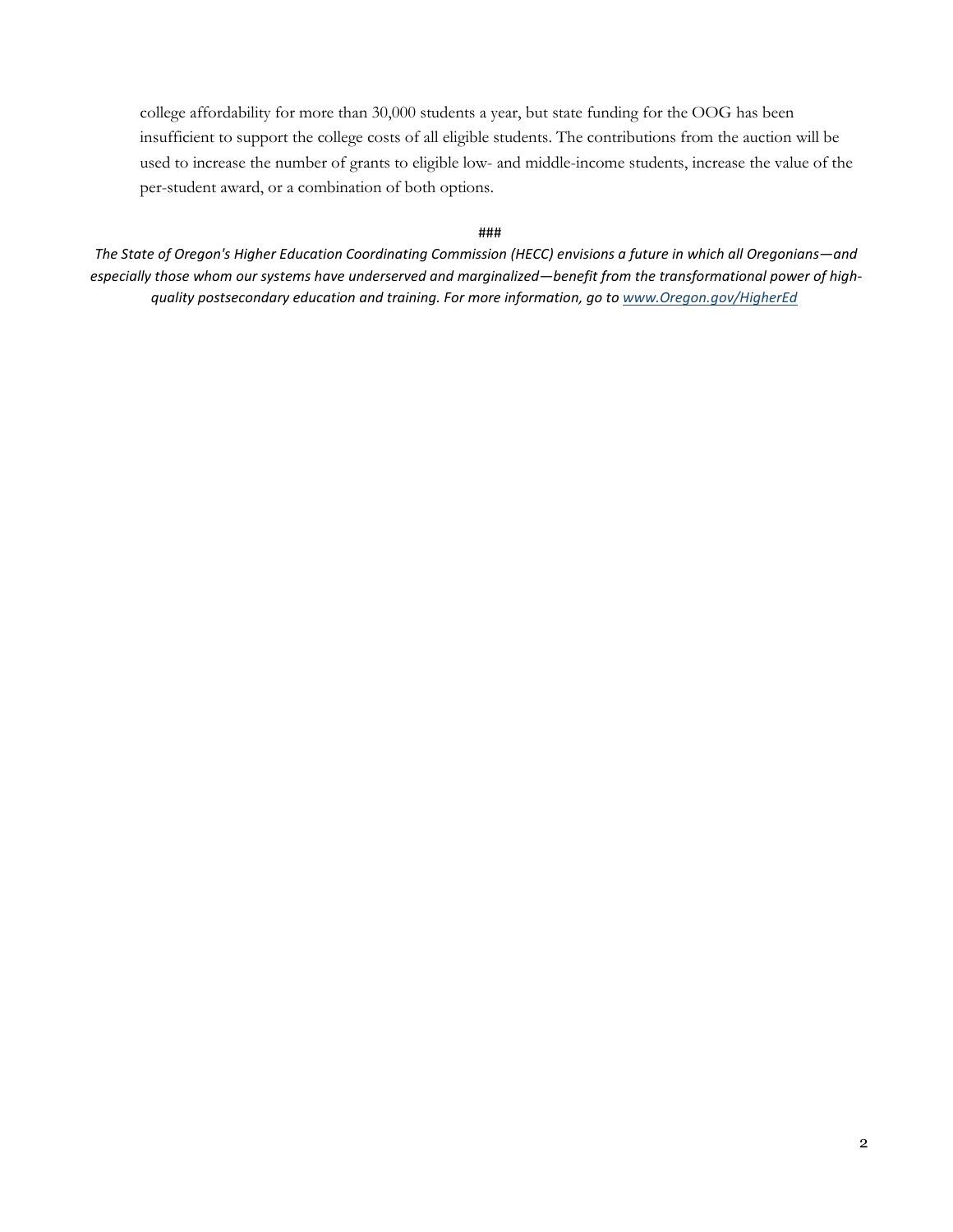college affordability for more than 30,000 students a year, but state funding for the OOG has been insufficient to support the college costs of all eligible students. The contributions from the auction will be used to increase the number of grants to eligible low- and middle-income students, increase the value of the per-student award, or a combination of both options.

###

*The State of Oregon's Higher Education Coordinating Commission (HECC) envisions a future in which all Oregonians—and especially those whom our systems have underserved and marginalized—benefit from the transformational power of high-quality postsecondary education and training. For more information, go to [www.Oregon.gov/HigherEd](http://www.Oregon.gov/HigherEd)*